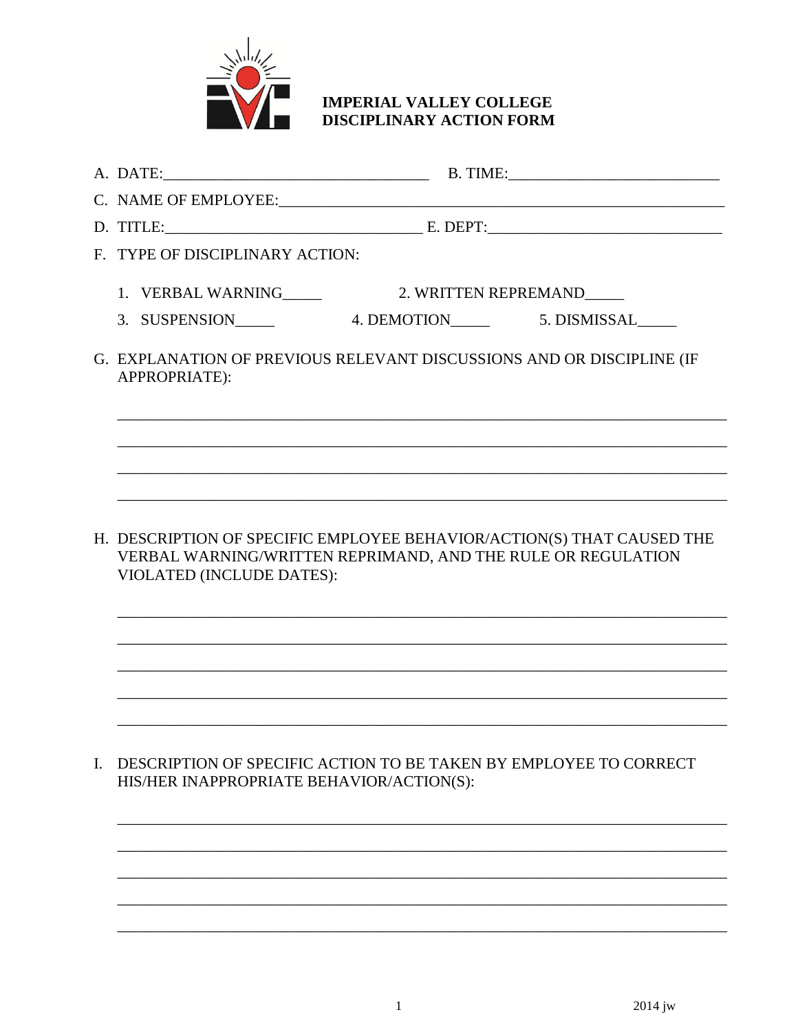# IMPERIAL VALLEY COLLEGE
# DISCIPLINARY ACTION FORM

A. DATE:_________________________________ B. TIME:__________________________

C. NAME OF EMPLOYEE:________________________________________________________

D. TITLE:________________________________ E. DEPT:_____________________________

F. TYPE OF DISCIPLINARY ACTION:

1. VERBAL WARNING_____ 2. WRITTEN REPREMAND_____
3. SUSPENSION_____ 4. DEMOTION_____ 5. DISMISSAL_____

G. EXPLANATION OF PREVIOUS RELEVANT DISCUSSIONS AND OR DISCIPLINE (IF APPROPRIATE):

_____________________________________________________________________________

_____________________________________________________________________________

_____________________________________________________________________________

_____________________________________________________________________________

H. DESCRIPTION OF SPECIFIC EMPLOYEE BEHAVIOR/ACTION(S) THAT CAUSED THE VERBAL WARNING/WRITTEN REPRIMAND, AND THE RULE OR REGULATION VIOLATED (INCLUDE DATES):

_____________________________________________________________________________

_____________________________________________________________________________

_____________________________________________________________________________

_____________________________________________________________________________

_____________________________________________________________________________

I. DESCRIPTION OF SPECIFIC ACTION TO BE TAKEN BY EMPLOYEE TO CORRECT HIS/HER INAPPROPRIATE BEHAVIOR/ACTION(S):

_____________________________________________________________________________

_____________________________________________________________________________

_____________________________________________________________________________

_____________________________________________________________________________

_____________________________________________________________________________

2014 jw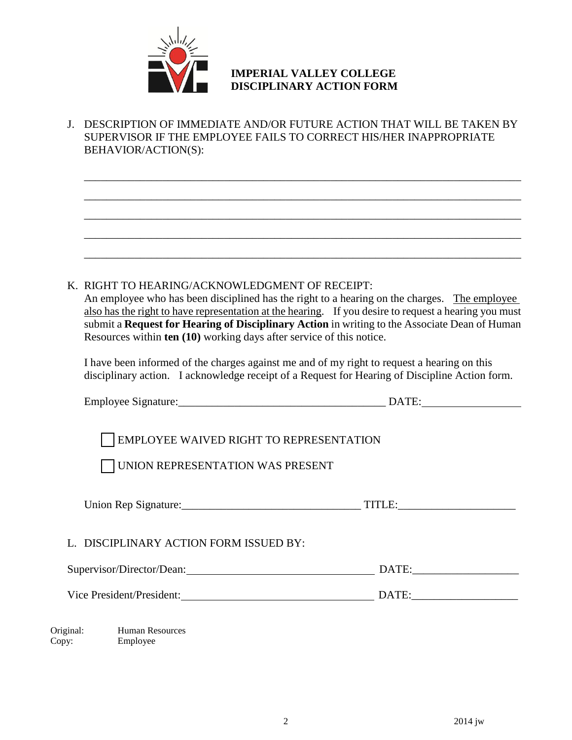# IMPERIAL VALLEY COLLEGE
# DISCIPLINARY ACTION FORM

J. DESCRIPTION OF IMMEDIATE AND/OR FUTURE ACTION THAT WILL BE TAKEN BY SUPERVISOR IF THE EMPLOYEE FAILS TO CORRECT HIS/HER INAPPROPRIATE BEHAVIOR/ACTION(S):

_______________________________________________________________________________

_______________________________________________________________________________

_______________________________________________________________________________

_______________________________________________________________________________

_______________________________________________________________________________

K. RIGHT TO HEARING/ACKNOWLEDGMENT OF RECEIPT:

An employee who has been disciplined has the right to a hearing on the charges. <u>The employee also has the right to have representation at the hearing</u>. If you desire to request a hearing you must submit a **Request for Hearing of Disciplinary Action** in writing to the Associate Dean of Human Resources within **ten (10)** working days after service of this notice.

I have been informed of the charges against me and of my right to request a hearing on this disciplinary action. I acknowledge receipt of a Request for Hearing of Discipline Action form.

Employee Signature:_____________________________________ DATE:_________________

☐ EMPLOYEE WAIVED RIGHT TO REPRESENTATION

☐ UNION REPRESENTATION WAS PRESENT

Union Rep Signature:________________________________ TITLE:_____________________

L. DISCIPLINARY ACTION FORM ISSUED BY:

Supervisor/Director/Dean:__________________________________ DATE:__________________

Vice President/President:__________________________________ DATE:__________________

Original: Human Resources
Copy: Employee

2014 jw